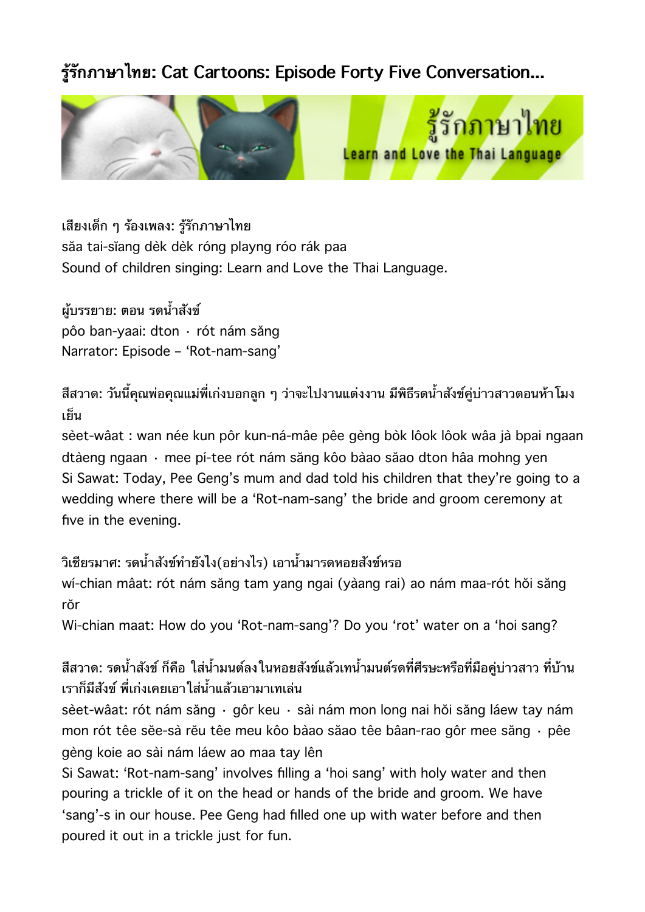# รู้รักภาษาไทย: Cat Cartoons: Episode Forty Five Conversation...

เสียงเด็ก ๆ ร้องเพลง: รู้รักภาษาไทย
sǎa tai-sǐang dèk dèk róng playng róo rák paa
Sound of children singing: Learn and Love the Thai Language.

ผู้บรรยาย: ตอน รดน้ำสังข์
pôo ban-yaai: dton · rót nám sǎng
Narrator: Episode – 'Rot-nam-sang'

สีสวาด: วันนี้คุณพ่อคุณแม่พี่เก่งบอกลูก ๆ ว่าจะไปงานแต่งงาน มีพิธีรดน้ำสังข์คู่บ่าวสาวตอนห้าโมงเย็น
sèet-wâat : wan née kun pôr kun-ná-mâe pêe gèng bòk lôok lôok wâa jà bpai ngaan dtàeng ngaan · mee pí-tee rót nám sǎng kôo bàao sǎao dton hâa mohng yen
Si Sawat: Today, Pee Geng's mum and dad told his children that they're going to a wedding where there will be a 'Rot-nam-sang' the bride and groom ceremony at five in the evening.

วิเชียรมาศ: รดน้ำสังข์ทำยังไง(อย่างไร) เอาน้ำมารดหอยสังข์หรอ
wí-chian mâat: rót nám sǎng tam yang ngai (yàang rai) ao nám maa-rót hǒi sǎng rǒr
Wi-chian maat: How do you 'Rot-nam-sang'? Do you 'rot' water on a 'hoi sang?

สีสวาด: รดน้ำสังข์ ก็คือ ใส่น้ำมนต์ลงในหอยสังข์แล้วเทน้ำมนต์รดที่ศีรษะหรือที่มือคู่บ่าวสาว ที่บ้านเราก็มีสังข์ พี่เก่งเคยเอาใส่น้ำแล้วเอามาเทเล่น
sèet-wâat: rót nám sǎng · gôr keu · sài nám mon long nai hǒi sǎng láew tay nám mon rót têe sěe-sà rěu têe meu kôo bàao sǎao têe bâan-rao gôr mee sǎng · pêe gèng koie ao sài nám láew ao maa tay lên
Si Sawat: 'Rot-nam-sang' involves filling a 'hoi sang' with holy water and then pouring a trickle of it on the head or hands of the bride and groom. We have 'sang'-s in our house. Pee Geng had filled one up with water before and then poured it out in a trickle just for fun.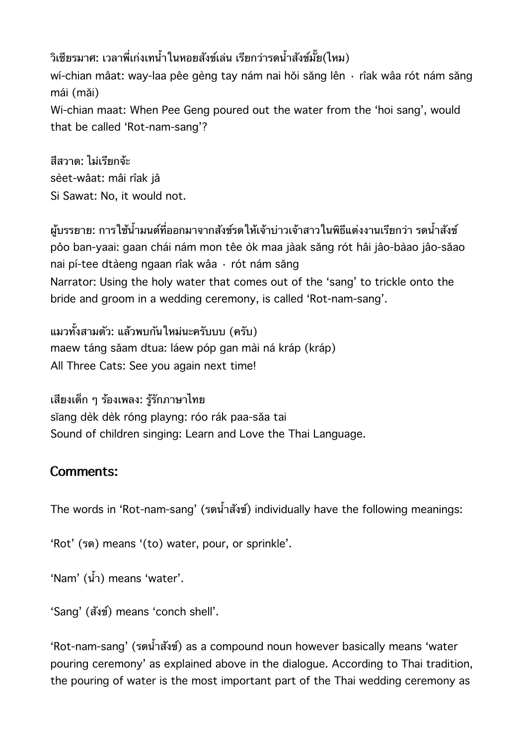วิเชียรมาศ: เวลาพี่เก่งเทน้ำในหอยสังข์เล่น เรียกว่ารดน้ำสังข์มั้ย(ไหม)
wí-chian mâat: way-laa pêe gèng tay nám nai hŏi săng lên · rîak wâa rót nám săng mái (măi)
Wi-chian maat: When Pee Geng poured out the water from the 'hoi sang', would that be called 'Rot-nam-sang'?

สีสวาด: ไม่เรียกจ้ะ
sèet-wâat: mâi rîak jâ
Si Sawat: No, it would not.

ผู้บรรยาย: การใช้น้ำมนต์ที่ออกมาจากสังข์รดให้เจ้าบ่าวเจ้าสาวในพิธีแต่งงานเรียกว่า รดน้ำสังข์
pôo ban-yaai: gaan chái nám mon têe òk maa jàak săng rót hâi jâo-bàao jâo-săao nai pí-tee dtàeng ngaan rîak wâa · rót nám săng
Narrator: Using the holy water that comes out of the 'sang' to trickle onto the bride and groom in a wedding ceremony, is called 'Rot-nam-sang'.

แมวทั้งสามตัว: แล้วพบกันใหม่นะครับบบ (ครับ)
maew táng săam dtua: láew póp gan mài ná kráp (kráp)
All Three Cats: See you again next time!

เสียงเด็ก ๆ ร้องเพลง: รู้รักภาษาไทย
sĭang dèk dèk róng playng: róo rák paa-săa tai
Sound of children singing: Learn and Love the Thai Language.

## Comments:

The words in 'Rot-nam-sang' (รดน้ำสังข์) individually have the following meanings:

'Rot' (รด) means '(to) water, pour, or sprinkle'.

'Nam' (น้ำ) means 'water'.

'Sang' (สังข์) means 'conch shell'.

'Rot-nam-sang' (รดน้ำสังข์) as a compound noun however basically means 'water pouring ceremony' as explained above in the dialogue. According to Thai tradition, the pouring of water is the most important part of the Thai wedding ceremony as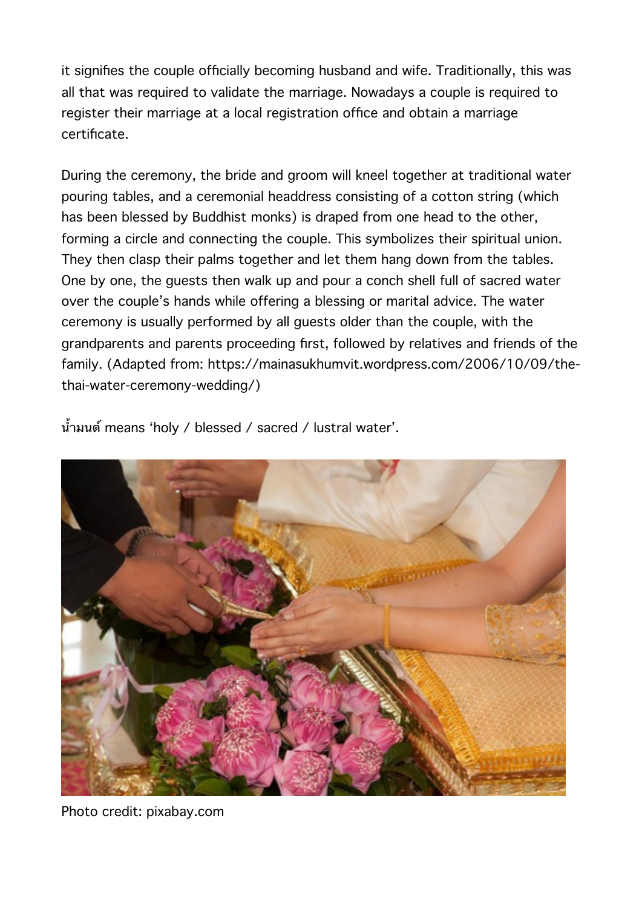it signifies the couple officially becoming husband and wife. Traditionally, this was all that was required to validate the marriage. Nowadays a couple is required to register their marriage at a local registration office and obtain a marriage certificate.

During the ceremony, the bride and groom will kneel together at traditional water pouring tables, and a ceremonial headdress consisting of a cotton string (which has been blessed by Buddhist monks) is draped from one head to the other, forming a circle and connecting the couple. This symbolizes their spiritual union. They then clasp their palms together and let them hang down from the tables. One by one, the guests then walk up and pour a conch shell full of sacred water over the couple's hands while offering a blessing or marital advice. The water ceremony is usually performed by all guests older than the couple, with the grandparents and parents proceeding first, followed by relatives and friends of the family. (Adapted from: https://mainasukhumvit.wordpress.com/2006/10/09/the-thai-water-ceremony-wedding/)

น้ำมนต์ means 'holy / blessed / sacred / lustral water'.

Photo credit: pixabay.com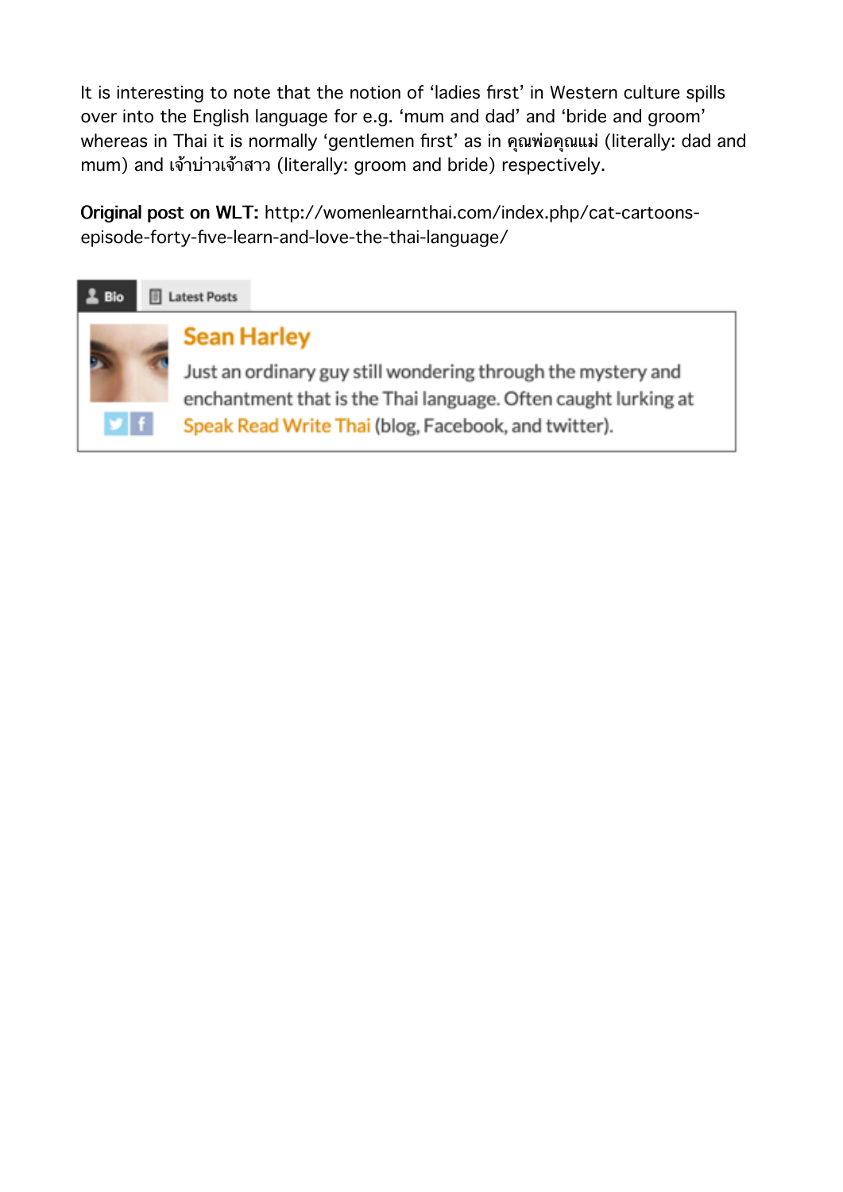It is interesting to note that the notion of 'ladies first' in Western culture spills over into the English language for e.g. 'mum and dad' and 'bride and groom' whereas in Thai it is normally 'gentlemen first' as in คุณพ่อคุณแม่ (literally: dad and mum) and เจ้าบ่าวเจ้าสาว (literally: groom and bride) respectively.

**Original post on WLT:** http://womenlearnthai.com/index.php/cat-cartoons-episode-forty-five-learn-and-love-the-thai-language/

Bio | Latest Posts

**Sean Harley**

Just an ordinary guy still wondering through the mystery and enchantment that is the Thai language. Often caught lurking at Speak Read Write Thai (blog, Facebook, and twitter).